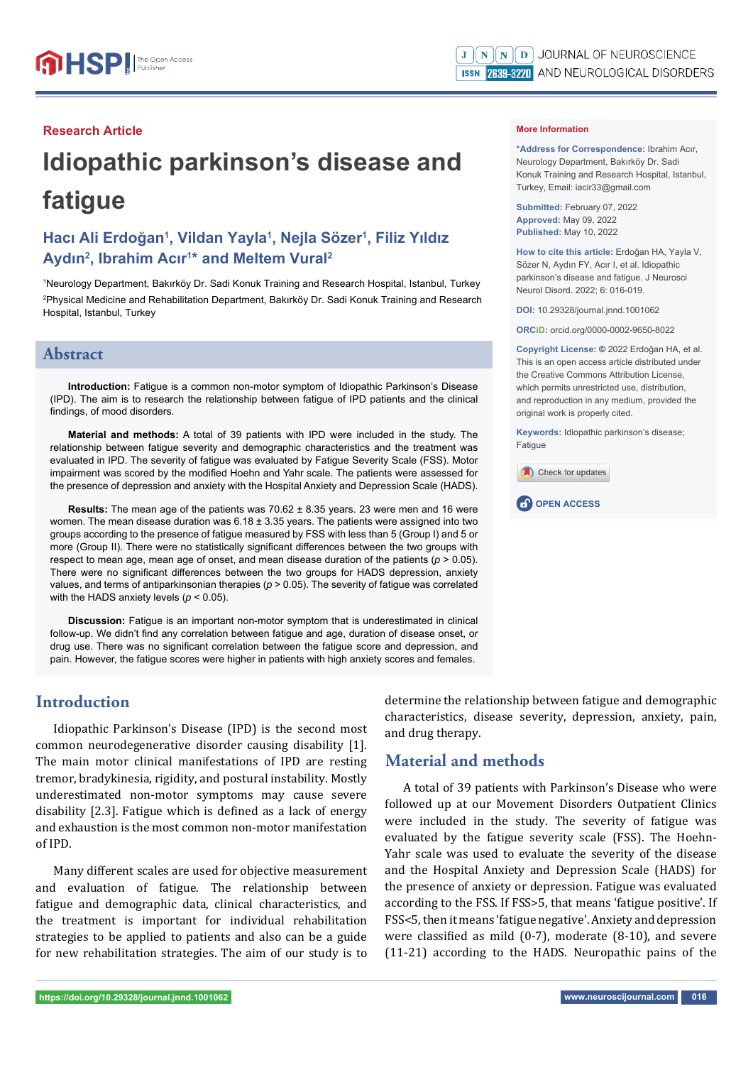Research Article

# Idiopathic parkinson's disease and fatigue

## Hacı Ali Erdoğan[1], Vildan Yayla[1], Nejla Sözer[1], Filiz Yıldız Aydın[2], Ibrahim Acır[1]* and Meltem Vural[2]

[1]Neurology Department, Bakırköy Dr. Sadi Konuk Training and Research Hospital, Istanbul, Turkey
[2]Physical Medicine and Rehabilitation Department, Bakırköy Dr. Sadi Konuk Training and Research Hospital, Istanbul, Turkey

**More Information**

**\*Address for Correspondence:** Ibrahim Acır, Neurology Department, Bakırköy Dr. Sadi Konuk Training and Research Hospital, Istanbul, Turkey, Email: iacir33@gmail.com

**Submitted:** February 07, 2022
**Approved:** May 09, 2022
**Published:** May 10, 2022

**How to cite this article:** Erdoğan HA, Yayla V, Sözer N, Aydın FY, Acır I, et al. Idiopathic parkinson's disease and fatigue. J Neurosci Neurol Disord. 2022; 6: 016-019.

**DOI:** 10.29328/journal.jnnd.1001062

**ORCiD:** orcid.org/0000-0002-9650-8022

**Copyright License:** © 2022 Erdoğan HA, et al. This is an open access article distributed under the Creative Commons Attribution License, which permits unrestricted use, distribution, and reproduction in any medium, provided the original work is properly cited.

**Keywords:** Idiopathic parkinson's disease; Fatigue

OPEN ACCESS

## Abstract

**Introduction:** Fatigue is a common non-motor symptom of Idiopathic Parkinson's Disease (IPD). The aim is to research the relationship between fatigue of IPD patients and the clinical findings, of mood disorders.

**Material and methods:** A total of 39 patients with IPD were included in the study. The relationship between fatigue severity and demographic characteristics and the treatment was evaluated in IPD. The severity of fatigue was evaluated by Fatigue Severity Scale (FSS). Motor impairment was scored by the modified Hoehn and Yahr scale. The patients were assessed for the presence of depression and anxiety with the Hospital Anxiety and Depression Scale (HADS).

**Results:** The mean age of the patients was 70.62 ± 8.35 years. 23 were men and 16 were women. The mean disease duration was 6.18 ± 3.35 years. The patients were assigned into two groups according to the presence of fatigue measured by FSS with less than 5 (Group I) and 5 or more (Group II). There were no statistically significant differences between the two groups with respect to mean age, mean age of onset, and mean disease duration of the patients ($p > 0.05$). There were no significant differences between the two groups for HADS depression, anxiety values, and terms of antiparkinsonian therapies ($p > 0.05$). The severity of fatigue was correlated with the HADS anxiety levels ($p < 0.05$).

**Discussion:** Fatigue is an important non-motor symptom that is underestimated in clinical follow-up. We didn't find any correlation between fatigue and age, duration of disease onset, or drug use. There was no significant correlation between the fatigue score and depression, and pain. However, the fatigue scores were higher in patients with high anxiety scores and females.

## Introduction

Idiopathic Parkinson's Disease (IPD) is the second most common neurodegenerative disorder causing disability [1]. The main motor clinical manifestations of IPD are resting tremor, bradykinesia, rigidity, and postural instability. Mostly underestimated non-motor symptoms may cause severe disability [2.3]. Fatigue which is defined as a lack of energy and exhaustion is the most common non-motor manifestation of IPD.

Many different scales are used for objective measurement and evaluation of fatigue. The relationship between fatigue and demographic data, clinical characteristics, and the treatment is important for individual rehabilitation strategies to be applied to patients and also can be a guide for new rehabilitation strategies. The aim of our study is to determine the relationship between fatigue and demographic characteristics, disease severity, depression, anxiety, pain, and drug therapy.

## Material and methods

A total of 39 patients with Parkinson's Disease who were followed up at our Movement Disorders Outpatient Clinics were included in the study. The severity of fatigue was evaluated by the fatigue severity scale (FSS). The Hoehn-Yahr scale was used to evaluate the severity of the disease and the Hospital Anxiety and Depression Scale (HADS) for the presence of anxiety or depression. Fatigue was evaluated according to the FSS. If FSS>5, that means 'fatigue positive'. If FSS<5, then it means 'fatigue negative'. Anxiety and depression were classified as mild (0-7), moderate (8-10), and severe (11-21) according to the HADS. Neuropathic pains of the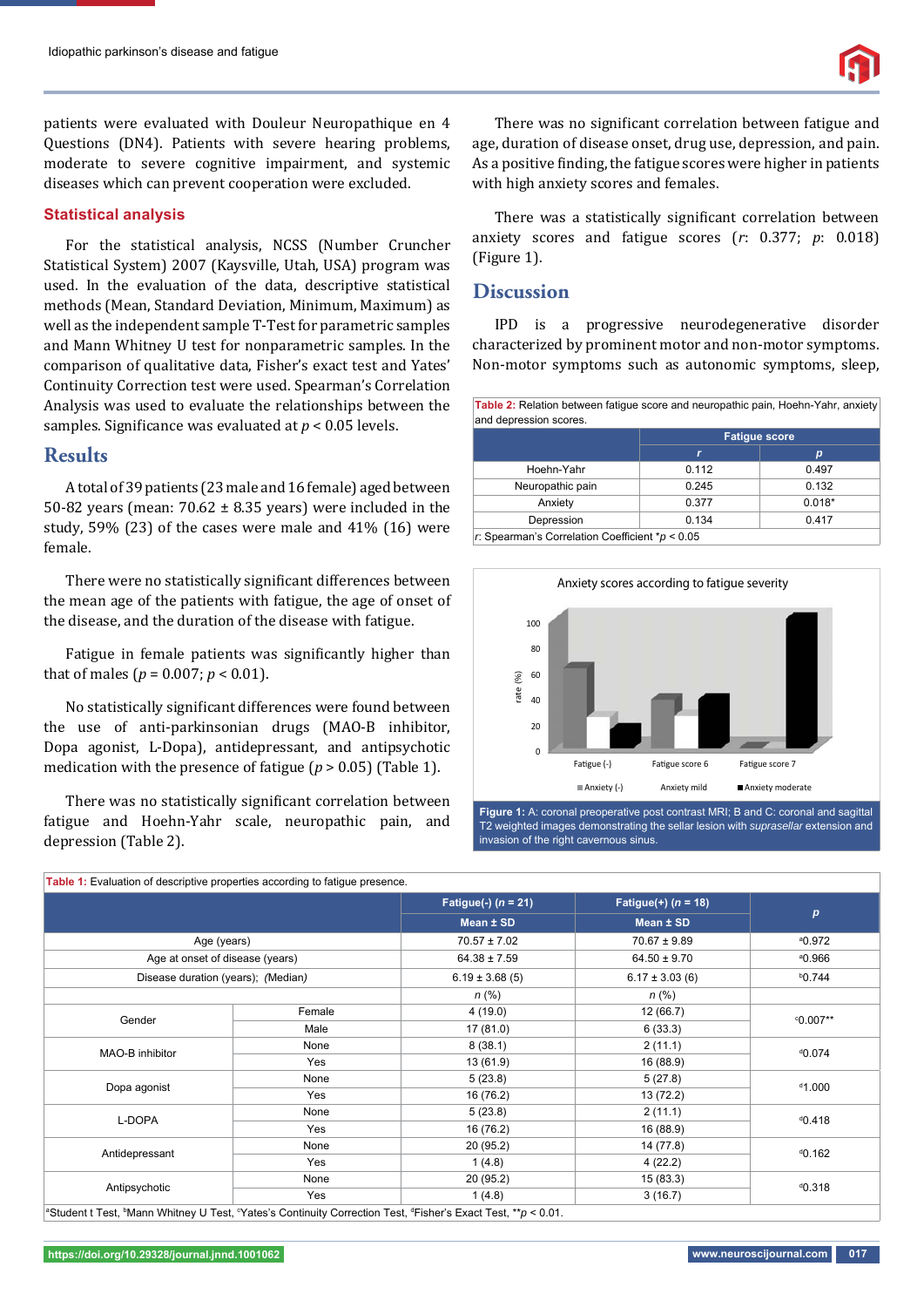patients were evaluated with Douleur Neuropathique en 4 Questions (DN4). Patients with severe hearing problems, moderate to severe cognitive impairment, and systemic diseases which can prevent cooperation were excluded.

### Statistical analysis

For the statistical analysis, NCSS (Number Cruncher Statistical System) 2007 (Kaysville, Utah, USA) program was used. In the evaluation of the data, descriptive statistical methods (Mean, Standard Deviation, Minimum, Maximum) as well as the independent sample T-Test for parametric samples and Mann Whitney U test for nonparametric samples. In the comparison of qualitative data, Fisher's exact test and Yates' Continuity Correction test were used. Spearman's Correlation Analysis was used to evaluate the relationships between the samples. Significance was evaluated at $p < 0.05$ levels.

## Results

A total of 39 patients (23 male and 16 female) aged between 50-82 years (mean: 70.62 ± 8.35 years) were included in the study, 59% (23) of the cases were male and 41% (16) were female.

There were no statistically significant differences between the mean age of the patients with fatigue, the age of onset of the disease, and the duration of the disease with fatigue.

Fatigue in female patients was significantly higher than that of males ($p = 0.007$; $p < 0.01$).

No statistically significant differences were found between the use of anti-parkinsonian drugs (MAO-B inhibitor, Dopa agonist, L-Dopa), antidepressant, and antipsychotic medication with the presence of fatigue ($p > 0.05$) (Table 1).

There was no statistically significant correlation between fatigue and Hoehn-Yahr scale, neuropathic pain, and depression (Table 2).

There was no significant correlation between fatigue and age, duration of disease onset, drug use, depression, and pain. As a positive finding, the fatigue scores were higher in patients with high anxiety scores and females.

There was a statistically significant correlation between anxiety scores and fatigue scores ($r$: 0.377; $p$: 0.018) (Figure 1).

## Discussion

IPD is a progressive neurodegenerative disorder characterized by prominent motor and non-motor symptoms. Non-motor symptoms such as autonomic symptoms, sleep,

**Table 2:** Relation between fatigue score and neuropathic pain, Hoehn-Yahr, anxiety and depression scores.

| | Fatigue score | |
|---|---|---|
| | $r$ | $p$ |
| Hoehn-Yahr | 0.112 | 0.497 |
| Neuropathic pain | 0.245 | 0.132 |
| Anxiety | 0.377 | 0.018* |
| Depression | 0.134 | 0.417 |

$r$: Spearman's Correlation Coefficient *$p < 0.05$

**Figure 1:** A: coronal preoperative post contrast MRI; B and C: coronal and sagittal T2 weighted images demonstrating the sellar lesion with *suprasellar* extension and invasion of the right cavernous sinus.

**Table 1:** Evaluation of descriptive properties according to fatigue presence.

| | | Fatigue(-) ($n$ = 21) | Fatigue(+) ($n$ = 18) | $p$ |
|---|---|---|---|---|
| | | Mean ± SD | Mean ± SD | |
| Age (years) | | 70.57 ± 7.02 | 70.67 ± 9.89 | [a]0.972 |
| Age at onset of disease (years) | | 64.38 ± 7.59 | 64.50 ± 9.70 | [a]0.966 |
| Disease duration (years); (Median) | | 6.19 ± 3.68 (5) | 6.17 ± 3.03 (6) | [b]0.744 |
| | | $n$ (%) | $n$ (%) | |
| Gender | Female | 4 (19.0) | 12 (66.7) | [c]0.007** |
| | Male | 17 (81.0) | 6 (33.3) | |
| MAO-B inhibitor | None | 8 (38.1) | 2 (11.1) | [d]0.074 |
| | Yes | 13 (61.9) | 16 (88.9) | |
| Dopa agonist | None | 5 (23.8) | 5 (27.8) | [d]1.000 |
| | Yes | 16 (76.2) | 13 (72.2) | |
| L-DOPA | None | 5 (23.8) | 2 (11.1) | [d]0.418 |
| | Yes | 16 (76.2) | 16 (88.9) | |
| Antidepressant | None | 20 (95.2) | 14 (77.8) | [d]0.162 |
| | Yes | 1 (4.8) | 4 (22.2) | |
| Antipsychotic | None | 20 (95.2) | 15 (83.3) | [d]0.318 |
| | Yes | 1 (4.8) | 3 (16.7) | |

[a]Student t Test, [b]Mann Whitney U Test, [c]Yates's Continuity Correction Test, [d]Fisher's Exact Test, **$p < 0.01$.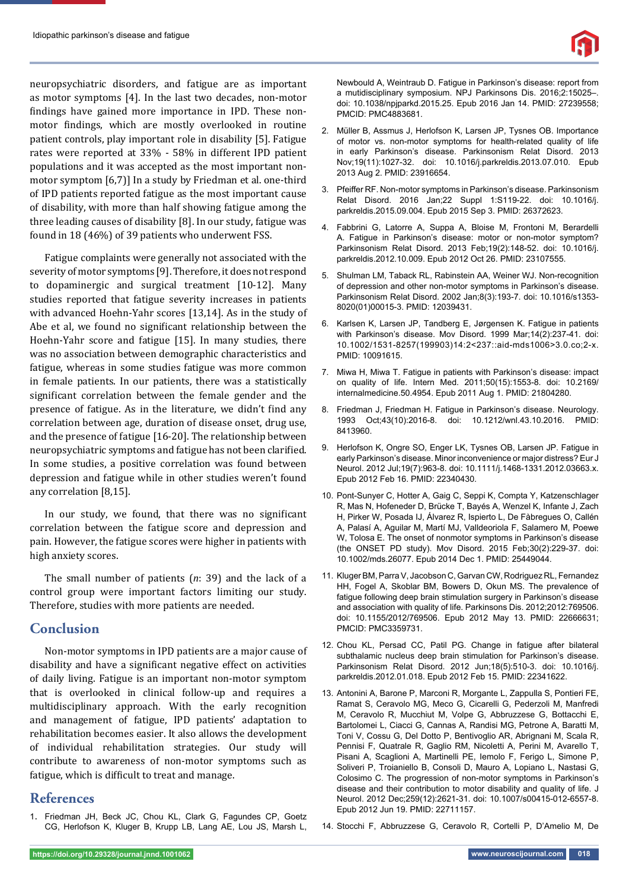neuropsychiatric disorders, and fatigue are as important as motor symptoms [4]. In the last two decades, non-motor findings have gained more importance in IPD. These non-motor findings, which are mostly overlooked in routine patient controls, play important role in disability [5]. Fatigue rates were reported at 33% - 58% in different IPD patient populations and it was accepted as the most important non-motor symptom [6,7]] In a study by Friedman et al. one-third of IPD patients reported fatigue as the most important cause of disability, with more than half showing fatigue among the three leading causes of disability [8]. In our study, fatigue was found in 18 (46%) of 39 patients who underwent FSS.

Fatigue complaints were generally not associated with the severity of motor symptoms [9]. Therefore, it does not respond to dopaminergic and surgical treatment [10-12]. Many studies reported that fatigue severity increases in patients with advanced Hoehn-Yahr scores [13,14]. As in the study of Abe et al, we found no significant relationship between the Hoehn-Yahr score and fatigue [15]. In many studies, there was no association between demographic characteristics and fatigue, whereas in some studies fatigue was more common in female patients. In our patients, there was a statistically significant correlation between the female gender and the presence of fatigue. As in the literature, we didn't find any correlation between age, duration of disease onset, drug use, and the presence of fatigue [16-20]. The relationship between neuropsychiatric symptoms and fatigue has not been clarified. In some studies, a positive correlation was found between depression and fatigue while in other studies weren't found any correlation [8,15].

In our study, we found, that there was no significant correlation between the fatigue score and depression and pain. However, the fatigue scores were higher in patients with high anxiety scores.

The small number of patients (*n*: 39) and the lack of a control group were important factors limiting our study. Therefore, studies with more patients are needed.

## Conclusion

Non-motor symptoms in IPD patients are a major cause of disability and have a significant negative effect on activities of daily living. Fatigue is an important non-motor symptom that is overlooked in clinical follow-up and requires a multidisciplinary approach. With the early recognition and management of fatigue, IPD patients' adaptation to rehabilitation becomes easier. It also allows the development of individual rehabilitation strategies. Our study will contribute to awareness of non-motor symptoms such as fatigue, which is difficult to treat and manage.

## References

1. Friedman JH, Beck JC, Chou KL, Clark G, Fagundes CP, Goetz CG, Herlofson K, Kluger B, Krupp LB, Lang AE, Lou JS, Marsh L, Newbould A, Weintraub D. Fatigue in Parkinson's disease: report from a mutidisciplinary symposium. NPJ Parkinsons Dis. 2016;2:15025–. doi: 10.1038/npjparkd.2015.25. Epub 2016 Jan 14. PMID: 27239558; PMCID: PMC4883681.
2. Müller B, Assmus J, Herlofson K, Larsen JP, Tysnes OB. Importance of motor vs. non-motor symptoms for health-related quality of life in early Parkinson's disease. Parkinsonism Relat Disord. 2013 Nov;19(11):1027-32. doi: 10.1016/j.parkreldis.2013.07.010. Epub 2013 Aug 2. PMID: 23916654.
3. Pfeiffer RF. Non-motor symptoms in Parkinson's disease. Parkinsonism Relat Disord. 2016 Jan;22 Suppl 1:S119-22. doi: 10.1016/j.parkreldis.2015.09.004. Epub 2015 Sep 3. PMID: 26372623.
4. Fabbrini G, Latorre A, Suppa A, Bloise M, Frontoni M, Berardelli A. Fatigue in Parkinson's disease: motor or non-motor symptom? Parkinsonism Relat Disord. 2013 Feb;19(2):148-52. doi: 10.1016/j.parkreldis.2012.10.009. Epub 2012 Oct 26. PMID: 23107555.
5. Shulman LM, Taback RL, Rabinstein AA, Weiner WJ. Non-recognition of depression and other non-motor symptoms in Parkinson's disease. Parkinsonism Relat Disord. 2002 Jan;8(3):193-7. doi: 10.1016/s1353-8020(01)00015-3. PMID: 12039431.
6. Karlsen K, Larsen JP, Tandberg E, Jørgensen K. Fatigue in patients with Parkinson's disease. Mov Disord. 1999 Mar;14(2):237-41. doi: 10.1002/1531-8257(199903)14:2<237::aid-mds1006>3.0.co;2-x. PMID: 10091615.
7. Miwa H, Miwa T. Fatigue in patients with Parkinson's disease: impact on quality of life. Intern Med. 2011;50(15):1553-8. doi: 10.2169/internalmedicine.50.4954. Epub 2011 Aug 1. PMID: 21804280.
8. Friedman J, Friedman H. Fatigue in Parkinson's disease. Neurology. 1993 Oct;43(10):2016-8. doi: 10.1212/wnl.43.10.2016. PMID: 8413960.
9. Herlofson K, Ongre SO, Enger LK, Tysnes OB, Larsen JP. Fatigue in early Parkinson's disease. Minor inconvenience or major distress? Eur J Neurol. 2012 Jul;19(7):963-8. doi: 10.1111/j.1468-1331.2012.03663.x. Epub 2012 Feb 16. PMID: 22340430.
10. Pont-Sunyer C, Hotter A, Gaig C, Seppi K, Compta Y, Katzenschlager R, Mas N, Hofeneder D, Brücke T, Bayés A, Wenzel K, Infante J, Zach H, Pirker W, Posada IJ, Álvarez R, Ispierto L, De Fàbregues O, Callén A, Palasí A, Aguilar M, Martí MJ, Valldeoriola F, Salamero M, Poewe W, Tolosa E. The onset of nonmotor symptoms in Parkinson's disease (the ONSET PD study). Mov Disord. 2015 Feb;30(2):229-37. doi: 10.1002/mds.26077. Epub 2014 Dec 1. PMID: 25449044.
11. Kluger BM, Parra V, Jacobson C, Garvan CW, Rodriguez RL, Fernandez HH, Fogel A, Skoblar BM, Bowers D, Okun MS. The prevalence of fatigue following deep brain stimulation surgery in Parkinson's disease and association with quality of life. Parkinsons Dis. 2012;2012:769506. doi: 10.1155/2012/769506. Epub 2012 May 13. PMID: 22666631; PMCID: PMC3359731.
12. Chou KL, Persad CC, Patil PG. Change in fatigue after bilateral subthalamic nucleus deep brain stimulation for Parkinson's disease. Parkinsonism Relat Disord. 2012 Jun;18(5):510-3. doi: 10.1016/j.parkreldis.2012.01.018. Epub 2012 Feb 15. PMID: 22341622.
13. Antonini A, Barone P, Marconi R, Morgante L, Zappulla S, Pontieri FE, Ramat S, Ceravolo MG, Meco G, Cicarelli G, Pederzoli M, Manfredi M, Ceravolo R, Mucchiut M, Volpe G, Abbruzzese G, Bottacchi E, Bartolomei L, Ciacci G, Cannas A, Randisi MG, Petrone A, Baratti M, Toni V, Cossu G, Del Dotto P, Bentivoglio AR, Abrignani M, Scala R, Pennisi F, Quatrale R, Gaglio RM, Nicoletti A, Perini M, Avarello T, Pisani A, Scaglioni A, Martinelli PE, Iemolo F, Ferigo L, Simone P, Soliveri P, Troianiello B, Consoli D, Mauro A, Lopiano L, Nastasi G, Colosimo C. The progression of non-motor symptoms in Parkinson's disease and their contribution to motor disability and quality of life. J Neurol. 2012 Dec;259(12):2621-31. doi: 10.1007/s00415-012-6557-8. Epub 2012 Jun 19. PMID: 22711157.
14. Stocchi F, Abbruzzese G, Ceravolo R, Cortelli P, D'Amelio M, De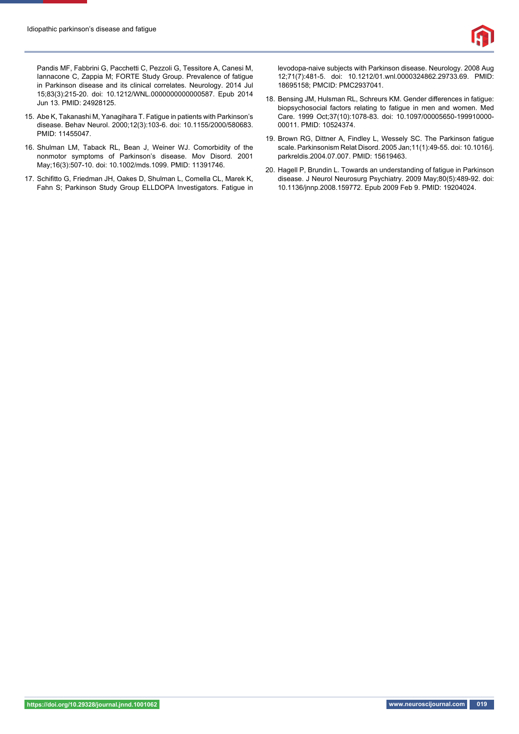Pandis MF, Fabbrini G, Pacchetti C, Pezzoli G, Tessitore A, Canesi M, Iannacone C, Zappia M; FORTE Study Group. Prevalence of fatigue in Parkinson disease and its clinical correlates. Neurology. 2014 Jul 15;83(3):215-20. doi: 10.1212/WNL.0000000000000587. Epub 2014 Jun 13. PMID: 24928125.

15. Abe K, Takanashi M, Yanagihara T. Fatigue in patients with Parkinson's disease. Behav Neurol. 2000;12(3):103-6. doi: 10.1155/2000/580683. PMID: 11455047.

16. Shulman LM, Taback RL, Bean J, Weiner WJ. Comorbidity of the nonmotor symptoms of Parkinson's disease. Mov Disord. 2001 May;16(3):507-10. doi: 10.1002/mds.1099. PMID: 11391746.

17. Schifitto G, Friedman JH, Oakes D, Shulman L, Comella CL, Marek K, Fahn S; Parkinson Study Group ELLDOPA Investigators. Fatigue in levodopa-naive subjects with Parkinson disease. Neurology. 2008 Aug 12;71(7):481-5. doi: 10.1212/01.wnl.0000324862.29733.69. PMID: 18695158; PMCID: PMC2937041.

18. Bensing JM, Hulsman RL, Schreurs KM. Gender differences in fatigue: biopsychosocial factors relating to fatigue in men and women. Med Care. 1999 Oct;37(10):1078-83. doi: 10.1097/00005650-199910000-00011. PMID: 10524374.

19. Brown RG, Dittner A, Findley L, Wessely SC. The Parkinson fatigue scale. Parkinsonism Relat Disord. 2005 Jan;11(1):49-55. doi: 10.1016/j.parkreldis.2004.07.007. PMID: 15619463.

20. Hagell P, Brundin L. Towards an understanding of fatigue in Parkinson disease. J Neurol Neurosurg Psychiatry. 2009 May;80(5):489-92. doi: 10.1136/jnnp.2008.159772. Epub 2009 Feb 9. PMID: 19204024.